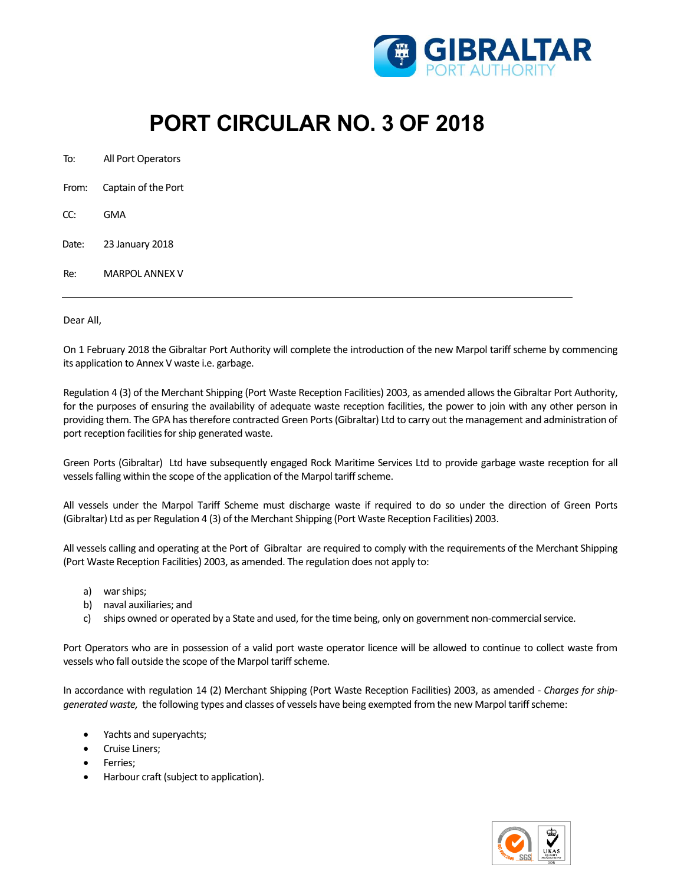# PORT CIRCULAR NO. 3 OF 2018

To: All Port Operators

From: Captain of the Port

CC: GMA

Date: 23 January 2018

Re: MARPOL ANNEX V

---

Dear All,

On 1 February 2018 the Gibraltar Port Authority will complete the introduction of the new Marpol tariff scheme by commencing its application to Annex V waste i.e. garbage.

Regulation 4 (3) of the Merchant Shipping (Port Waste Reception Facilities) 2003, as amended allows the Gibraltar Port Authority, for the purposes of ensuring the availability of adequate waste reception facilities, the power to join with any other person in providing them. The GPA has therefore contracted Green Ports (Gibraltar) Ltd to carry out the management and administration of port reception facilities for ship generated waste.

Green Ports (Gibraltar) Ltd have subsequently engaged Rock Maritime Services Ltd to provide garbage waste reception for all vessels falling within the scope of the application of the Marpol tariff scheme.

All vessels under the Marpol Tariff Scheme must discharge waste if required to do so under the direction of Green Ports (Gibraltar) Ltd as per Regulation 4 (3) of the Merchant Shipping (Port Waste Reception Facilities) 2003.

All vessels calling and operating at the Port of Gibraltar are required to comply with the requirements of the Merchant Shipping (Port Waste Reception Facilities) 2003, as amended. The regulation does not apply to:

a) war ships;
b) naval auxiliaries; and
c) ships owned or operated by a State and used, for the time being, only on government non-commercial service.

Port Operators who are in possession of a valid port waste operator licence will be allowed to continue to collect waste from vessels who fall outside the scope of the Marpol tariff scheme.

In accordance with regulation 14 (2) Merchant Shipping (Port Waste Reception Facilities) 2003, as amended - *Charges for ship-generated waste,* the following types and classes of vessels have being exempted from the new Marpol tariff scheme:

- Yachts and superyachts;
- Cruise Liners;
- Ferries;
- Harbour craft (subject to application).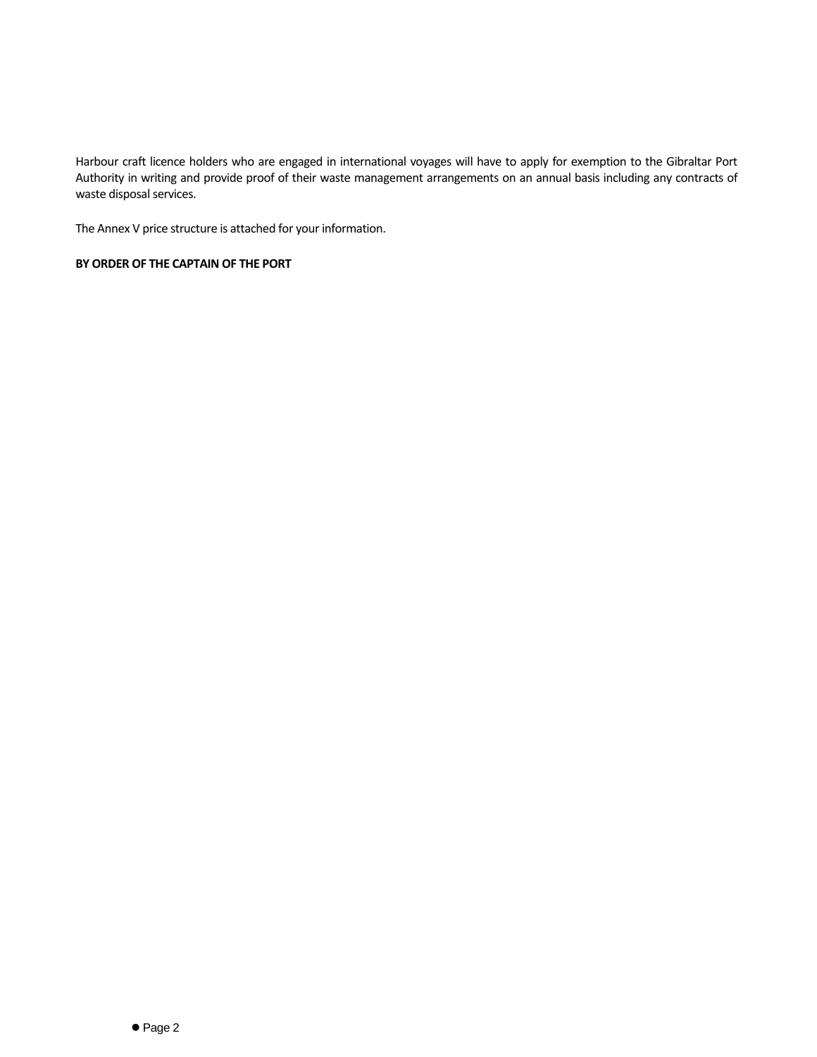Harbour craft licence holders who are engaged in international voyages will have to apply for exemption to the Gibraltar Port Authority in writing and provide proof of their waste management arrangements on an annual basis including any contracts of waste disposal services.

The Annex V price structure is attached for your information.

**BY ORDER OF THE CAPTAIN OF THE PORT**